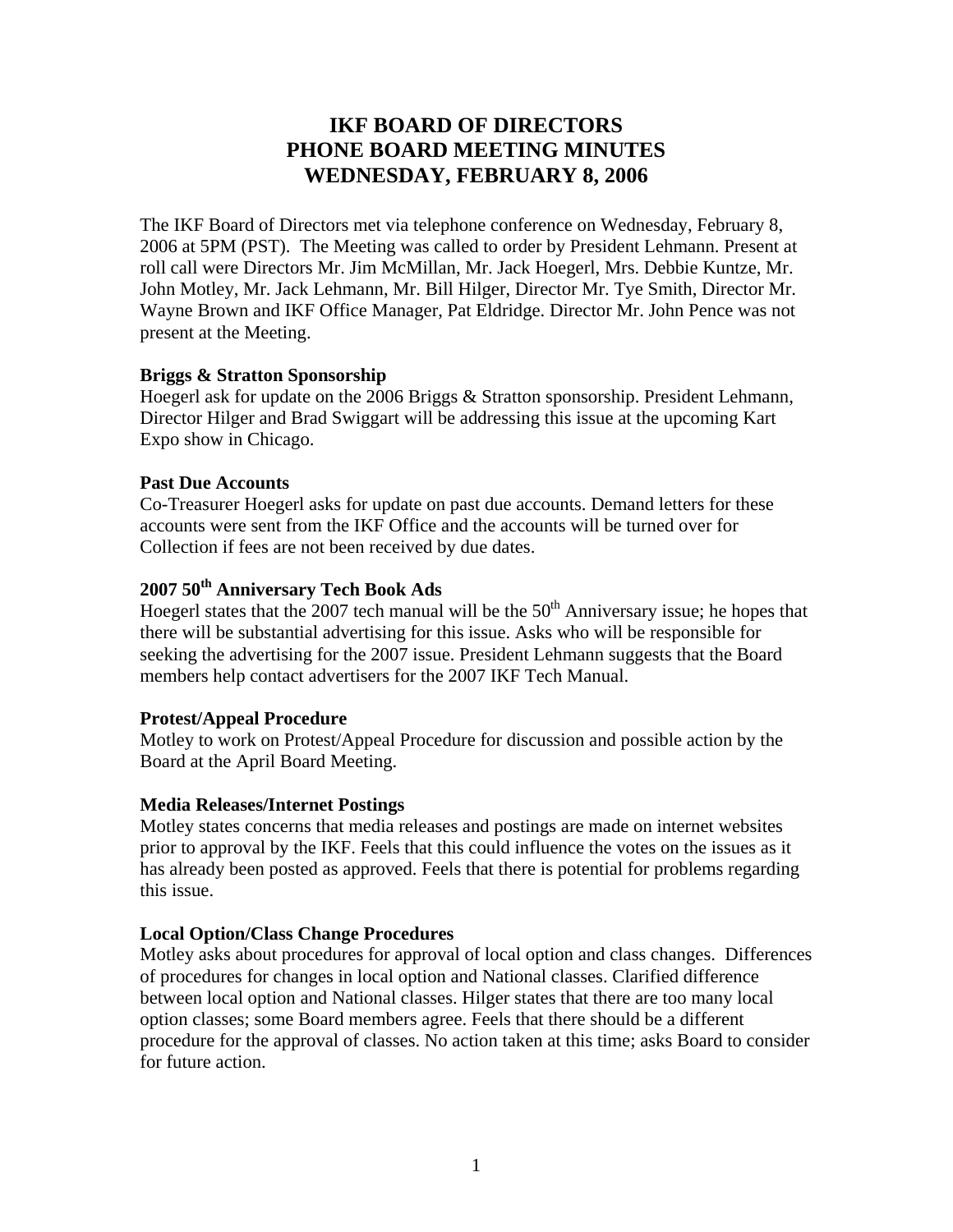# IKF BOARD OF DIRECTORS
# PHONE BOARD MEETING MINUTES
# WEDNESDAY, FEBRUARY 8, 2006

The IKF Board of Directors met via telephone conference on Wednesday, February 8, 2006 at 5PM (PST). The Meeting was called to order by President Lehmann. Present at roll call were Directors Mr. Jim McMillan, Mr. Jack Hoegerl, Mrs. Debbie Kuntze, Mr. John Motley, Mr. Jack Lehmann, Mr. Bill Hilger, Director Mr. Tye Smith, Director Mr. Wayne Brown and IKF Office Manager, Pat Eldridge. Director Mr. John Pence was not present at the Meeting.

### Briggs & Stratton Sponsorship

Hoegerl ask for update on the 2006 Briggs & Stratton sponsorship. President Lehmann, Director Hilger and Brad Swiggart will be addressing this issue at the upcoming Kart Expo show in Chicago.

### Past Due Accounts

Co-Treasurer Hoegerl asks for update on past due accounts. Demand letters for these accounts were sent from the IKF Office and the accounts will be turned over for Collection if fees are not been received by due dates.

### 2007 50th Anniversary Tech Book Ads

Hoegerl states that the 2007 tech manual will be the 50th Anniversary issue; he hopes that there will be substantial advertising for this issue. Asks who will be responsible for seeking the advertising for the 2007 issue. President Lehmann suggests that the Board members help contact advertisers for the 2007 IKF Tech Manual.

### Protest/Appeal Procedure

Motley to work on Protest/Appeal Procedure for discussion and possible action by the Board at the April Board Meeting.

### Media Releases/Internet Postings

Motley states concerns that media releases and postings are made on internet websites prior to approval by the IKF. Feels that this could influence the votes on the issues as it has already been posted as approved. Feels that there is potential for problems regarding this issue.

### Local Option/Class Change Procedures

Motley asks about procedures for approval of local option and class changes. Differences of procedures for changes in local option and National classes. Clarified difference between local option and National classes. Hilger states that there are too many local option classes; some Board members agree. Feels that there should be a different procedure for the approval of classes. No action taken at this time; asks Board to consider for future action.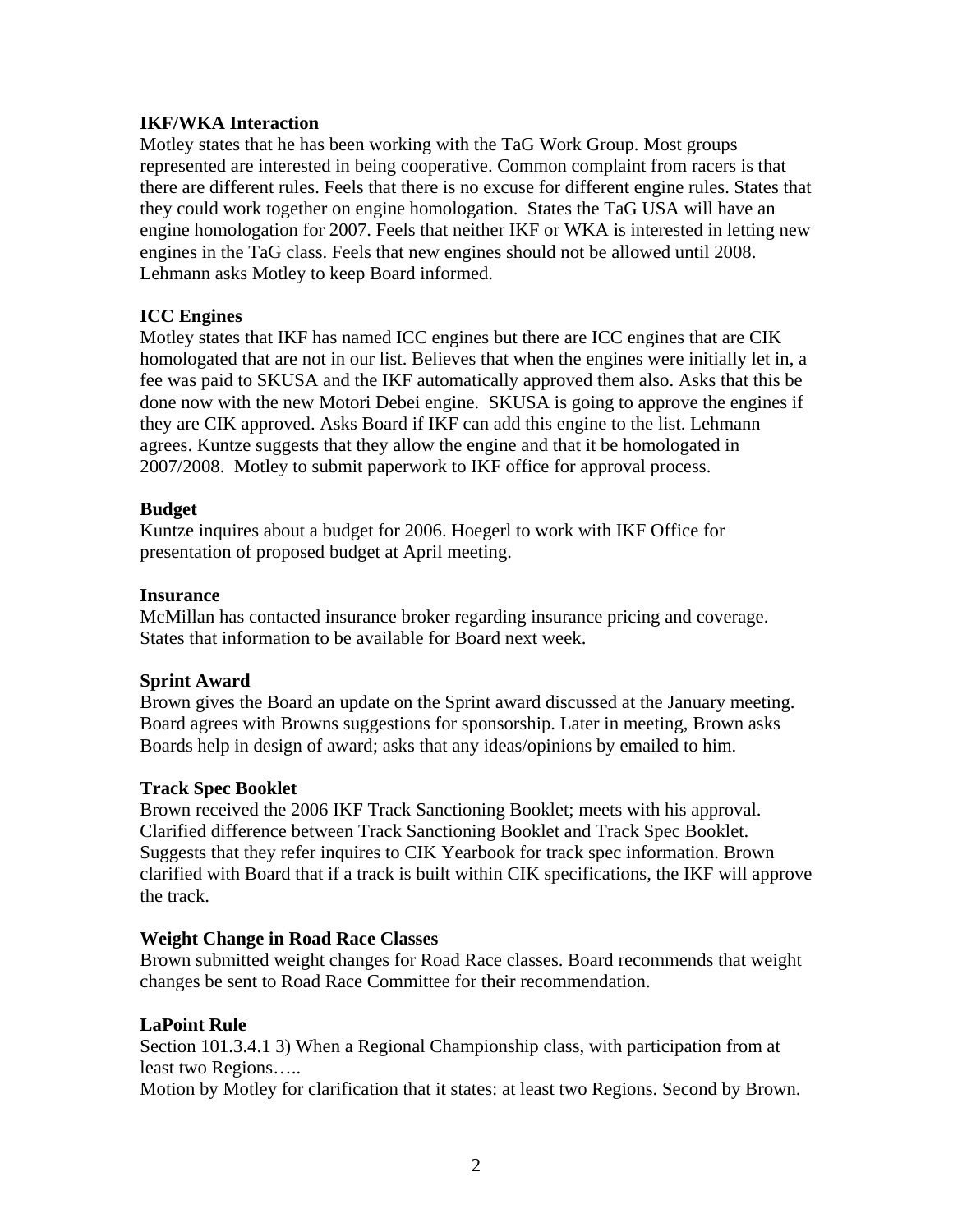**IKF/WKA Interaction**

Motley states that he has been working with the TaG Work Group. Most groups represented are interested in being cooperative. Common complaint from racers is that there are different rules. Feels that there is no excuse for different engine rules. States that they could work together on engine homologation. States the TaG USA will have an engine homologation for 2007. Feels that neither IKF or WKA is interested in letting new engines in the TaG class. Feels that new engines should not be allowed until 2008. Lehmann asks Motley to keep Board informed.

**ICC Engines**

Motley states that IKF has named ICC engines but there are ICC engines that are CIK homologated that are not in our list. Believes that when the engines were initially let in, a fee was paid to SKUSA and the IKF automatically approved them also. Asks that this be done now with the new Motori Debei engine. SKUSA is going to approve the engines if they are CIK approved. Asks Board if IKF can add this engine to the list. Lehmann agrees. Kuntze suggests that they allow the engine and that it be homologated in 2007/2008. Motley to submit paperwork to IKF office for approval process.

**Budget**

Kuntze inquires about a budget for 2006. Hoegerl to work with IKF Office for presentation of proposed budget at April meeting.

**Insurance**

McMillan has contacted insurance broker regarding insurance pricing and coverage. States that information to be available for Board next week.

**Sprint Award**

Brown gives the Board an update on the Sprint award discussed at the January meeting. Board agrees with Browns suggestions for sponsorship. Later in meeting, Brown asks Boards help in design of award; asks that any ideas/opinions by emailed to him.

**Track Spec Booklet**

Brown received the 2006 IKF Track Sanctioning Booklet; meets with his approval. Clarified difference between Track Sanctioning Booklet and Track Spec Booklet. Suggests that they refer inquires to CIK Yearbook for track spec information. Brown clarified with Board that if a track is built within CIK specifications, the IKF will approve the track.

**Weight Change in Road Race Classes**

Brown submitted weight changes for Road Race classes. Board recommends that weight changes be sent to Road Race Committee for their recommendation.

**LaPoint Rule**

Section 101.3.4.1 3) When a Regional Championship class, with participation from at least two Regions…..

Motion by Motley for clarification that it states: at least two Regions. Second by Brown.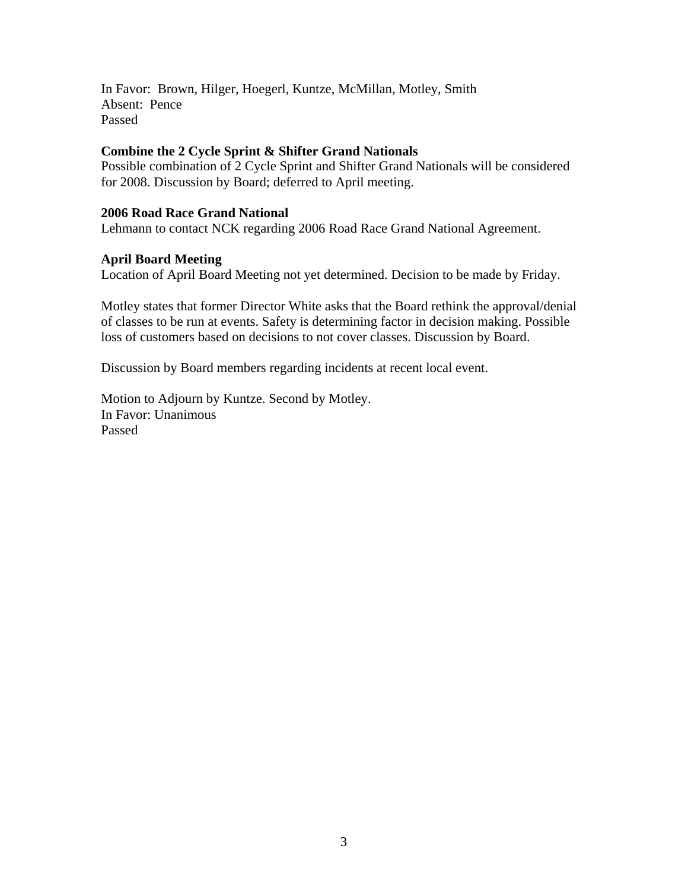In Favor: Brown, Hilger, Hoegerl, Kuntze, McMillan, Motley, Smith
Absent: Pence
Passed

**Combine the 2 Cycle Sprint & Shifter Grand Nationals**
Possible combination of 2 Cycle Sprint and Shifter Grand Nationals will be considered for 2008. Discussion by Board; deferred to April meeting.

**2006 Road Race Grand National**
Lehmann to contact NCK regarding 2006 Road Race Grand National Agreement.

**April Board Meeting**
Location of April Board Meeting not yet determined. Decision to be made by Friday.

Motley states that former Director White asks that the Board rethink the approval/denial of classes to be run at events. Safety is determining factor in decision making. Possible loss of customers based on decisions to not cover classes. Discussion by Board.

Discussion by Board members regarding incidents at recent local event.

Motion to Adjourn by Kuntze. Second by Motley.
In Favor: Unanimous
Passed